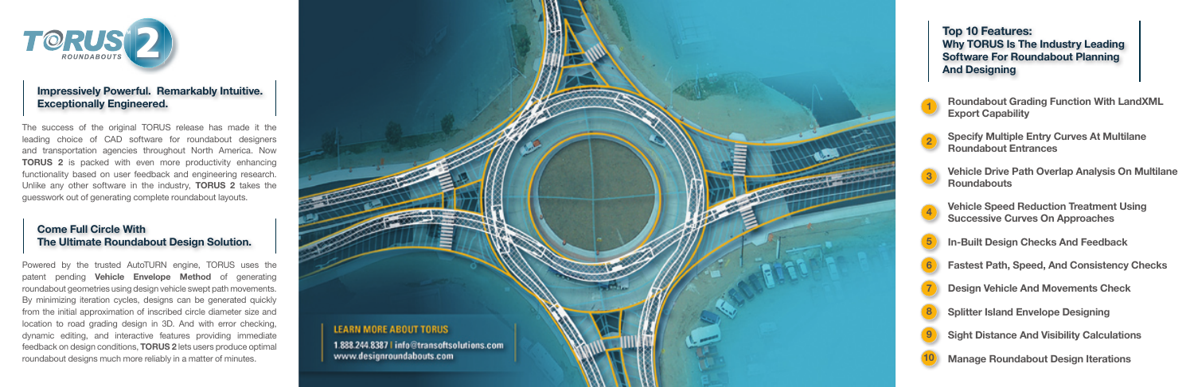# TORUS 2 ROUNDABOUTS

## Impressively Powerful. Remarkably Intuitive. Exceptionally Engineered.

The success of the original TORUS release has made it the leading choice of CAD software for roundabout designers and transportation agencies throughout North America. Now **TORUS 2** is packed with even more productivity enhancing functionality based on user feedback and engineering research. Unlike any other software in the industry, **TORUS 2** takes the guesswork out of generating complete roundabout layouts.

## Come Full Circle With The Ultimate Roundabout Design Solution.

Powered by the trusted AutoTURN engine, TORUS uses the patent pending **Vehicle Envelope Method** of generating roundabout geometries using design vehicle swept path movements. By minimizing iteration cycles, designs can be generated quickly from the initial approximation of inscribed circle diameter size and location to road grading design in 3D. And with error checking, dynamic editing, and interactive features providing immediate feedback on design conditions, **TORUS 2** lets users produce optimal roundabout designs much more reliably in a matter of minutes.

**LEARN MORE ABOUT TORUS**

1.888.244.8387 | info@transoftsolutions.com
www.designroundabouts.com

## Top 10 Features: Why TORUS Is The Industry Leading Software For Roundabout Planning And Designing

1. **Roundabout Grading Function With LandXML Export Capability**
2. **Specify Multiple Entry Curves At Multilane Roundabout Entrances**
3. **Vehicle Drive Path Overlap Analysis On Multilane Roundabouts**
4. **Vehicle Speed Reduction Treatment Using Successive Curves On Approaches**
5. **In-Built Design Checks And Feedback**
6. **Fastest Path, Speed, And Consistency Checks**
7. **Design Vehicle And Movements Check**
8. **Splitter Island Envelope Designing**
9. **Sight Distance And Visibility Calculations**
10. **Manage Roundabout Design Iterations**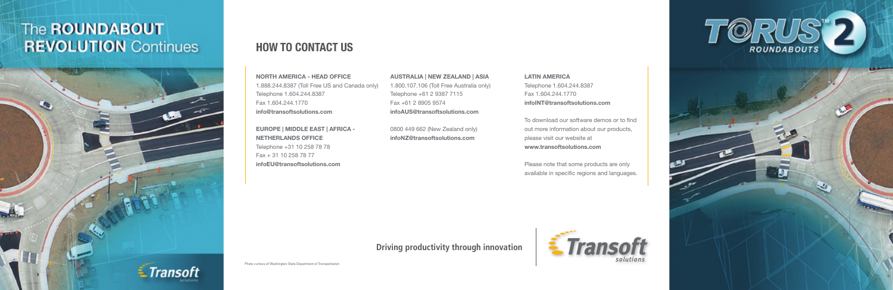# The ROUNDABOUT REVOLUTION Continues

## HOW TO CONTACT US

**NORTH AMERICA - HEAD OFFICE**
1.888.244.8387 (Toll Free US and Canada only)
Telephone 1.604.244.8387
Fax 1.604.244.1770
**info@transoftsolutions.com**

**EUROPE | MIDDLE EAST | AFRICA - NETHERLANDS OFFICE**
Telephone +31 10 258 78 78
Fax + 31 10 258 78 77
**infoEU@transoftsolutions.com**

**AUSTRALIA | NEW ZEALAND | ASIA**
1.800.107.106 (Toll Free Australia only)
Telephone +61 2 9387 7115
Fax +61 2 8905 9574
**infoAUS@transoftsolutions.com**

0800 449 662 (New Zealand only)
**infoNZ@transoftsolutions.com**

**LATIN AMERICA**
Telephone 1.604.244.8387
Fax 1.604.244.1770
**infoINT@transoftsolutions.com**

To download our software demos or to find out more information about our products, please visit our website at **www.transoftsolutions.com**

Please note that some products are only available in specific regions and languages.

**Driving productivity through innovation**

Transoft solutions

TORUS™ 2 ROUNDABOUTS

Photo curtesy of Washington State Department of Transportation